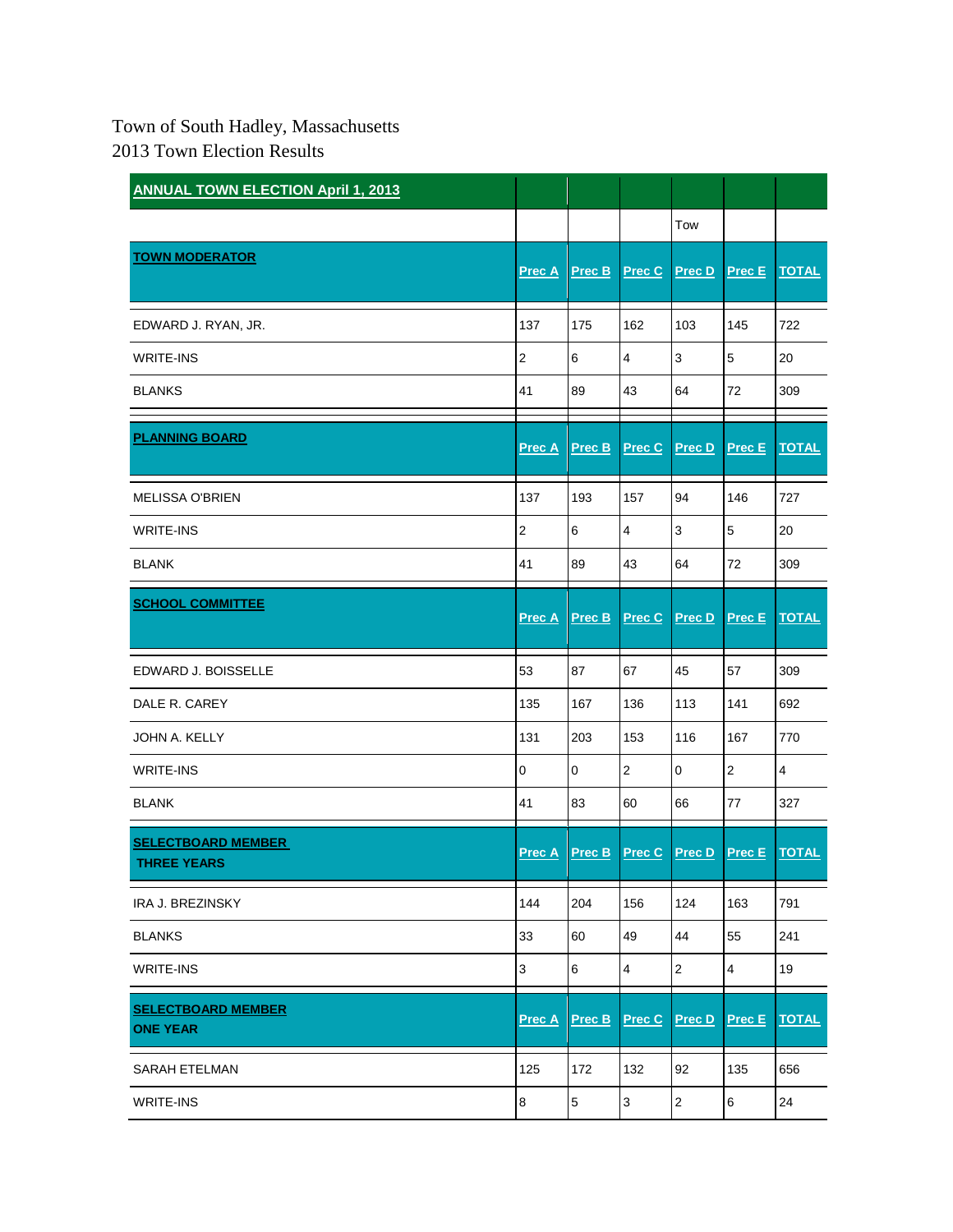Town of South Hadley, Massachusetts
2013 Town Election Results

| ANNUAL TOWN ELECTION April 1, 2013 | | | | | | |
|---|---|---|---|---|---|---|
| | | | | Tow | | |
| **TOWN MODERATOR** | Prec A | Prec B | Prec C | Prec D | Prec E | TOTAL |
| EDWARD J. RYAN, JR. | 137 | 175 | 162 | 103 | 145 | 722 |
| WRITE-INS | 2 | 6 | 4 | 3 | 5 | 20 |
| BLANKS | 41 | 89 | 43 | 64 | 72 | 309 |
| **PLANNING BOARD** | Prec A | Prec B | Prec C | Prec D | Prec E | TOTAL |
| MELISSA O'BRIEN | 137 | 193 | 157 | 94 | 146 | 727 |
| WRITE-INS | 2 | 6 | 4 | 3 | 5 | 20 |
| BLANK | 41 | 89 | 43 | 64 | 72 | 309 |
| **SCHOOL COMMITTEE** | Prec A | Prec B | Prec C | Prec D | Prec E | TOTAL |
| EDWARD J. BOISSELLE | 53 | 87 | 67 | 45 | 57 | 309 |
| DALE R. CAREY | 135 | 167 | 136 | 113 | 141 | 692 |
| JOHN A. KELLY | 131 | 203 | 153 | 116 | 167 | 770 |
| WRITE-INS | 0 | 0 | 2 | 0 | 2 | 4 |
| BLANK | 41 | 83 | 60 | 66 | 77 | 327 |
| **SELECTBOARD MEMBER THREE YEARS** | Prec A | Prec B | Prec C | Prec D | Prec E | TOTAL |
| IRA J. BREZINSKY | 144 | 204 | 156 | 124 | 163 | 791 |
| BLANKS | 33 | 60 | 49 | 44 | 55 | 241 |
| WRITE-INS | 3 | 6 | 4 | 2 | 4 | 19 |
| **SELECTBOARD MEMBER ONE YEAR** | Prec A | Prec B | Prec C | Prec D | Prec E | TOTAL |
| SARAH ETELMAN | 125 | 172 | 132 | 92 | 135 | 656 |
| WRITE-INS | 8 | 5 | 3 | 2 | 6 | 24 |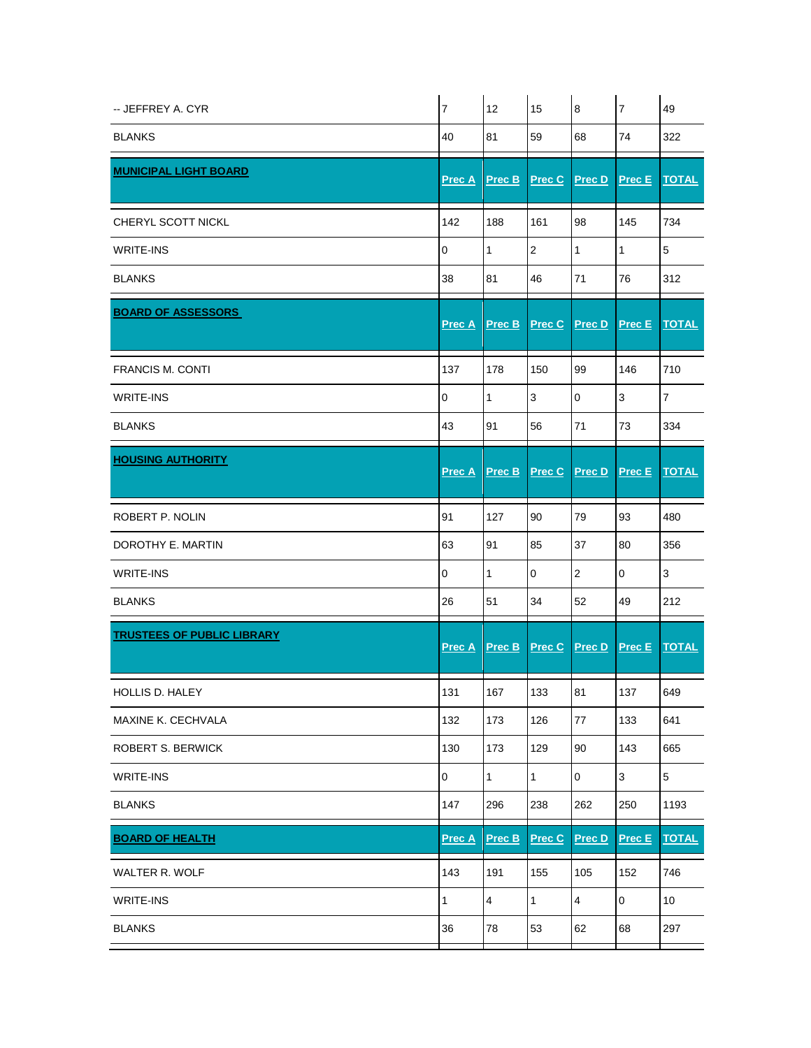| | | | | | | |
|---|---|---|---|---|---|---|
| -- JEFFREY A. CYR | 7 | 12 | 15 | 8 | 7 | 49 |
| BLANKS | 40 | 81 | 59 | 68 | 74 | 322 |

| **MUNICIPAL LIGHT BOARD** | **Prec A** | **Prec B** | **Prec C** | **Prec D** | **Prec E** | **TOTAL** |
|---|---|---|---|---|---|---|
| CHERYL SCOTT NICKL | 142 | 188 | 161 | 98 | 145 | 734 |
| WRITE-INS | 0 | 1 | 2 | 1 | 1 | 5 |
| BLANKS | 38 | 81 | 46 | 71 | 76 | 312 |

| **BOARD OF ASSESSORS** | **Prec A** | **Prec B** | **Prec C** | **Prec D** | **Prec E** | **TOTAL** |
|---|---|---|---|---|---|---|
| FRANCIS M. CONTI | 137 | 178 | 150 | 99 | 146 | 710 |
| WRITE-INS | 0 | 1 | 3 | 0 | 3 | 7 |
| BLANKS | 43 | 91 | 56 | 71 | 73 | 334 |

| **HOUSING AUTHORITY** | **Prec A** | **Prec B** | **Prec C** | **Prec D** | **Prec E** | **TOTAL** |
|---|---|---|---|---|---|---|
| ROBERT P. NOLIN | 91 | 127 | 90 | 79 | 93 | 480 |
| DOROTHY E. MARTIN | 63 | 91 | 85 | 37 | 80 | 356 |
| WRITE-INS | 0 | 1 | 0 | 2 | 0 | 3 |
| BLANKS | 26 | 51 | 34 | 52 | 49 | 212 |

| **TRUSTEES OF PUBLIC LIBRARY** | **Prec A** | **Prec B** | **Prec C** | **Prec D** | **Prec E** | **TOTAL** |
|---|---|---|---|---|---|---|
| HOLLIS D. HALEY | 131 | 167 | 133 | 81 | 137 | 649 |
| MAXINE K. CECHVALA | 132 | 173 | 126 | 77 | 133 | 641 |
| ROBERT S. BERWICK | 130 | 173 | 129 | 90 | 143 | 665 |
| WRITE-INS | 0 | 1 | 1 | 0 | 3 | 5 |
| BLANKS | 147 | 296 | 238 | 262 | 250 | 1193 |

| **BOARD OF HEALTH** | **Prec A** | **Prec B** | **Prec C** | **Prec D** | **Prec E** | **TOTAL** |
|---|---|---|---|---|---|---|
| WALTER R. WOLF | 143 | 191 | 155 | 105 | 152 | 746 |
| WRITE-INS | 1 | 4 | 1 | 4 | 0 | 10 |
| BLANKS | 36 | 78 | 53 | 62 | 68 | 297 |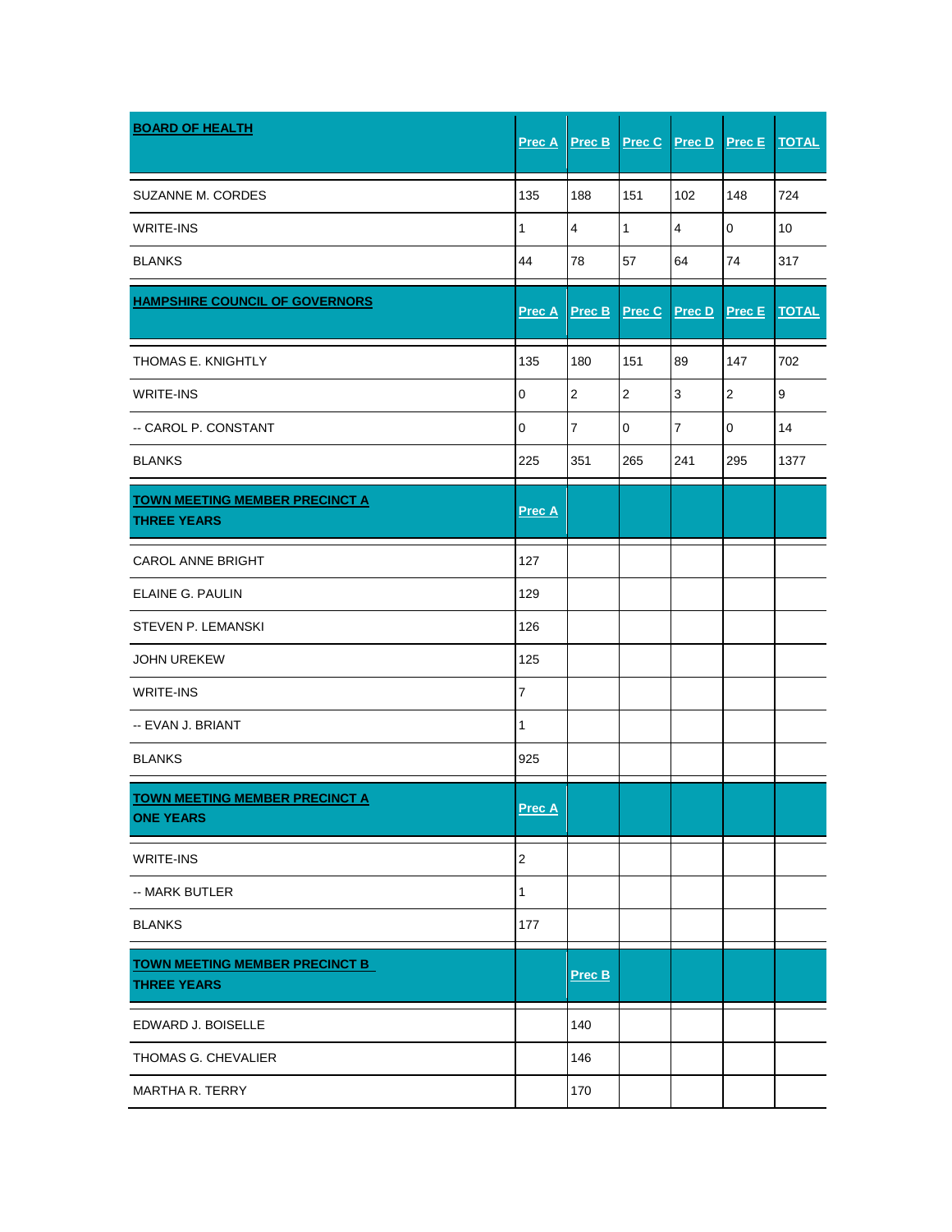| BOARD OF HEALTH | Prec A | Prec B | Prec C | Prec D | Prec E | TOTAL |
|---|---|---|---|---|---|---|
| SUZANNE M. CORDES | 135 | 188 | 151 | 102 | 148 | 724 |
| WRITE-INS | 1 | 4 | 1 | 4 | 0 | 10 |
| BLANKS | 44 | 78 | 57 | 64 | 74 | 317 |

| HAMPSHIRE COUNCIL OF GOVERNORS | Prec A | Prec B | Prec C | Prec D | Prec E | TOTAL |
|---|---|---|---|---|---|---|
| THOMAS E. KNIGHTLY | 135 | 180 | 151 | 89 | 147 | 702 |
| WRITE-INS | 0 | 2 | 2 | 3 | 2 | 9 |
| -- CAROL P. CONSTANT | 0 | 7 | 0 | 7 | 0 | 14 |
| BLANKS | 225 | 351 | 265 | 241 | 295 | 1377 |

| TOWN MEETING MEMBER PRECINCT A THREE YEARS | Prec A | | | | | |
|---|---|---|---|---|---|---|
| CAROL ANNE BRIGHT | 127 | | | | | |
| ELAINE G. PAULIN | 129 | | | | | |
| STEVEN P. LEMANSKI | 126 | | | | | |
| JOHN UREKEW | 125 | | | | | |
| WRITE-INS | 7 | | | | | |
| -- EVAN J. BRIANT | 1 | | | | | |
| BLANKS | 925 | | | | | |

| TOWN MEETING MEMBER PRECINCT A ONE YEARS | Prec A | | | | | |
|---|---|---|---|---|---|---|
| WRITE-INS | 2 | | | | | |
| -- MARK BUTLER | 1 | | | | | |
| BLANKS | 177 | | | | | |

| TOWN MEETING MEMBER PRECINCT B THREE YEARS | | Prec B | | | | |
|---|---|---|---|---|---|---|
| EDWARD J. BOISELLE | | 140 | | | | |
| THOMAS G. CHEVALIER | | 146 | | | | |
| MARTHA R. TERRY | | 170 | | | | |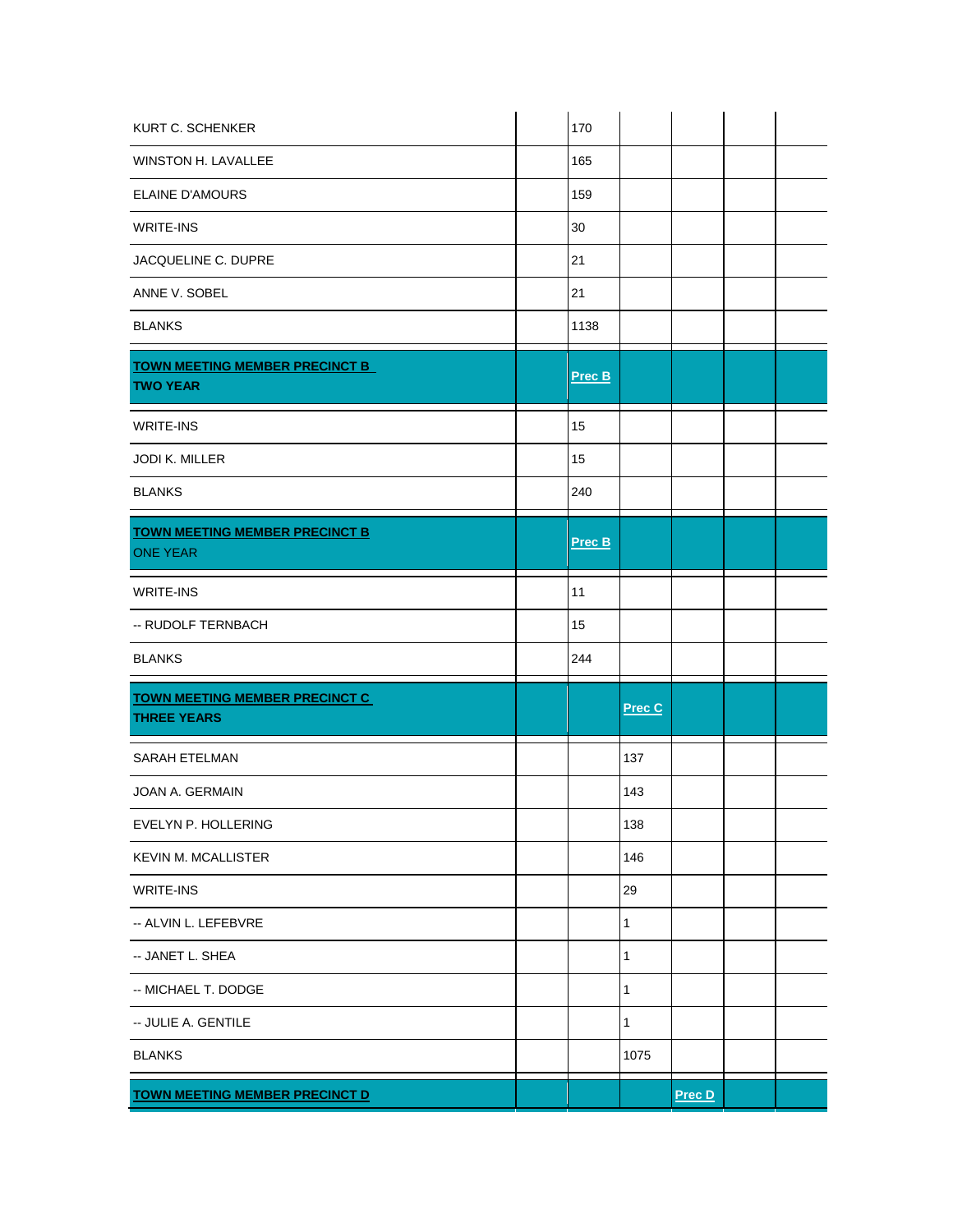| | | | | | | |
|---|---|---|---|---|---|---|
| KURT C. SCHENKER | | 170 | | | | |
| WINSTON H. LAVALLEE | | 165 | | | | |
| ELAINE D'AMOURS | | 159 | | | | |
| WRITE-INS | | 30 | | | | |
| JACQUELINE C. DUPRE | | 21 | | | | |
| ANNE V. SOBEL | | 21 | | | | |
| BLANKS | | 1138 | | | | |
| **TOWN MEETING MEMBER PRECINCT B TWO YEAR** | | **Prec B** | | | | |
| WRITE-INS | | 15 | | | | |
| JODI K. MILLER | | 15 | | | | |
| BLANKS | | 240 | | | | |
| **TOWN MEETING MEMBER PRECINCT B** ONE YEAR | | **Prec B** | | | | |
| WRITE-INS | | 11 | | | | |
| -- RUDOLF TERNBACH | | 15 | | | | |
| BLANKS | | 244 | | | | |
| **TOWN MEETING MEMBER PRECINCT C THREE YEARS** | | | **Prec C** | | | |
| SARAH ETELMAN | | | 137 | | | |
| JOAN A. GERMAIN | | | 143 | | | |
| EVELYN P. HOLLERING | | | 138 | | | |
| KEVIN M. MCALLISTER | | | 146 | | | |
| WRITE-INS | | | 29 | | | |
| -- ALVIN L. LEFEBVRE | | | 1 | | | |
| -- JANET L. SHEA | | | 1 | | | |
| -- MICHAEL T. DODGE | | | 1 | | | |
| -- JULIE A. GENTILE | | | 1 | | | |
| BLANKS | | | 1075 | | | |
| **TOWN MEETING MEMBER PRECINCT D** | | | | **Prec D** | | |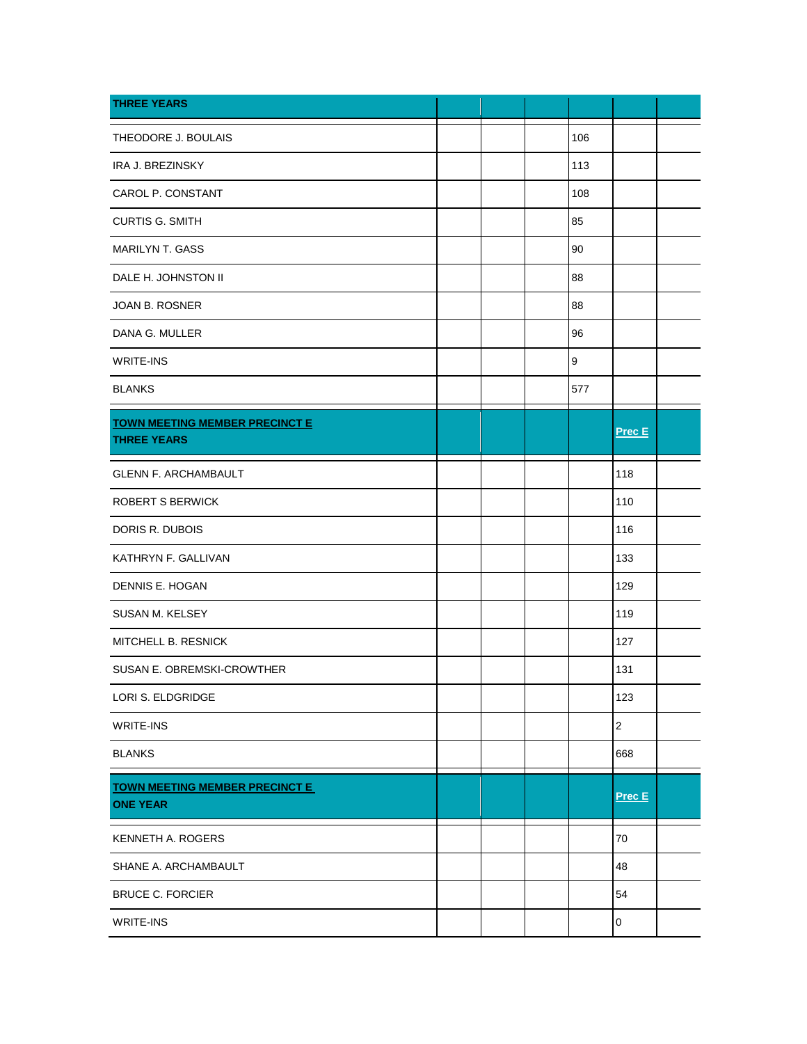| THREE YEARS | | | | | | |
|---|---|---|---|---|---|---|
| THEODORE J. BOULAIS | | | | 106 | | |
| IRA J. BREZINSKY | | | | 113 | | |
| CAROL P. CONSTANT | | | | 108 | | |
| CURTIS G. SMITH | | | | 85 | | |
| MARILYN T. GASS | | | | 90 | | |
| DALE H. JOHNSTON II | | | | 88 | | |
| JOAN B. ROSNER | | | | 88 | | |
| DANA G. MULLER | | | | 96 | | |
| WRITE-INS | | | | 9 | | |
| BLANKS | | | | 577 | | |

| **TOWN MEETING MEMBER PRECINCT E**<br>**THREE YEARS** | | | | | **Prec E** | |
|---|---|---|---|---|---|---|
| GLENN F. ARCHAMBAULT | | | | | 118 | |
| ROBERT S BERWICK | | | | | 110 | |
| DORIS R. DUBOIS | | | | | 116 | |
| KATHRYN F. GALLIVAN | | | | | 133 | |
| DENNIS E. HOGAN | | | | | 129 | |
| SUSAN M. KELSEY | | | | | 119 | |
| MITCHELL B. RESNICK | | | | | 127 | |
| SUSAN E. OBREMSKI-CROWTHER | | | | | 131 | |
| LORI S. ELDGRIDGE | | | | | 123 | |
| WRITE-INS | | | | | 2 | |
| BLANKS | | | | | 668 | |

| **TOWN MEETING MEMBER PRECINCT E**<br>**ONE YEAR** | | | | | **Prec E** | |
|---|---|---|---|---|---|---|
| KENNETH A. ROGERS | | | | | 70 | |
| SHANE A. ARCHAMBAULT | | | | | 48 | |
| BRUCE C. FORCIER | | | | | 54 | |
| WRITE-INS | | | | | 0 | |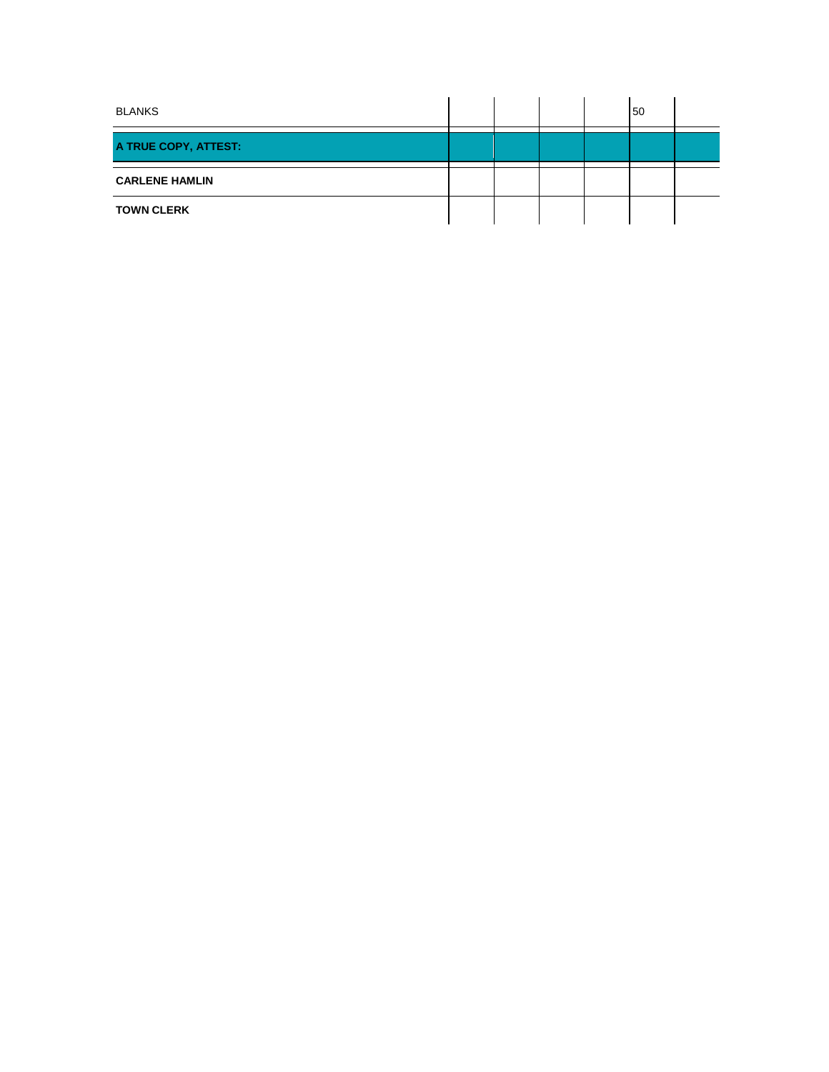| | | | | | | |
|---|---|---|---|---|---|---|
| BLANKS | | | | | 50 | |
| **A TRUE COPY, ATTEST:** | | | | | | |
| **CARLENE HAMLIN** | | | | | | |
| **TOWN CLERK** | | | | | | |